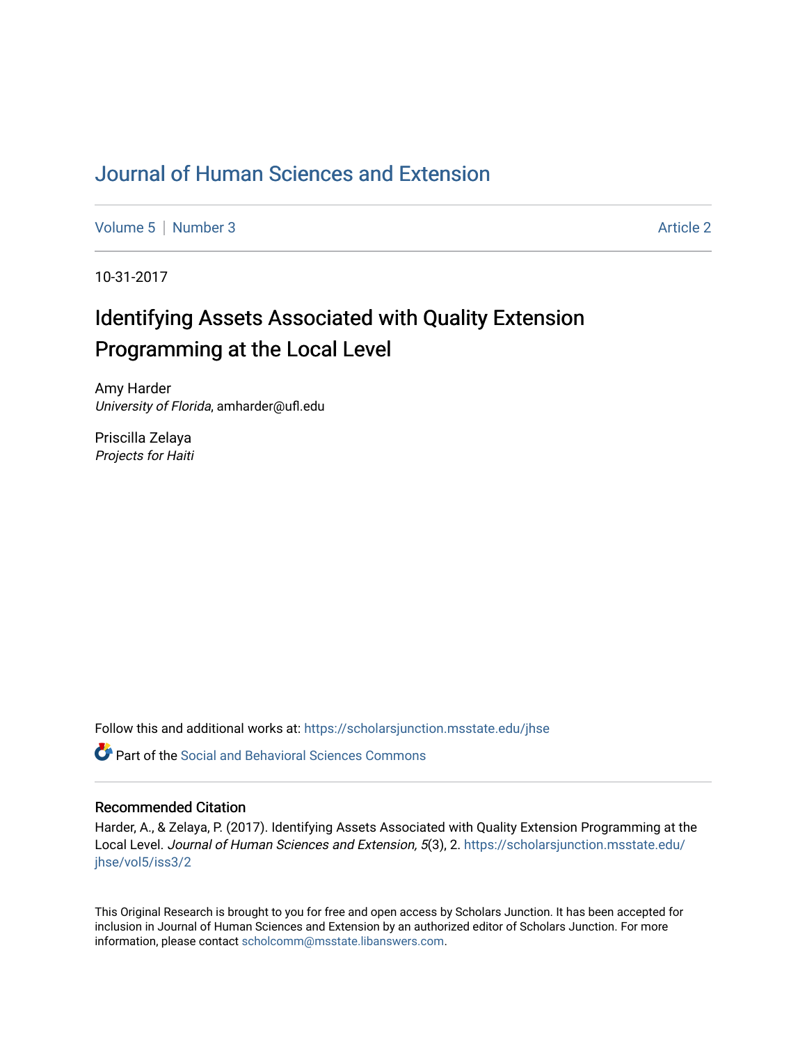# Journal of Human Sciences and Extension

Volume 5 | Number 3 Article 2

10-31-2017

## Identifying Assets Associated with Quality Extension Programming at the Local Level

Amy Harder
*University of Florida*, amharder@ufl.edu

Priscilla Zelaya
*Projects for Haiti*

Follow this and additional works at: https://scholarsjunction.msstate.edu/jhse

Part of the Social and Behavioral Sciences Commons

### Recommended Citation

Harder, A., & Zelaya, P. (2017). Identifying Assets Associated with Quality Extension Programming at the Local Level. *Journal of Human Sciences and Extension, 5*(3), 2. https://scholarsjunction.msstate.edu/jhse/vol5/iss3/2

This Original Research is brought to you for free and open access by Scholars Junction. It has been accepted for inclusion in Journal of Human Sciences and Extension by an authorized editor of Scholars Junction. For more information, please contact scholcomm@msstate.libanswers.com.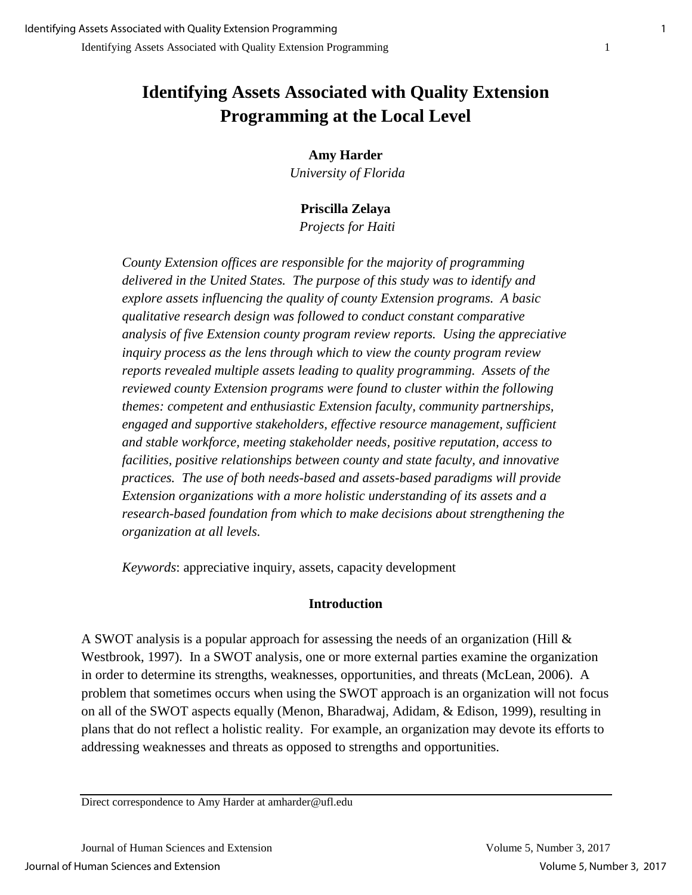# Identifying Assets Associated with Quality Extension Programming at the Local Level

**Amy Harder**
*University of Florida*

**Priscilla Zelaya**
*Projects for Haiti*

*County Extension offices are responsible for the majority of programming delivered in the United States. The purpose of this study was to identify and explore assets influencing the quality of county Extension programs. A basic qualitative research design was followed to conduct constant comparative analysis of five Extension county program review reports. Using the appreciative inquiry process as the lens through which to view the county program review reports revealed multiple assets leading to quality programming. Assets of the reviewed county Extension programs were found to cluster within the following themes: competent and enthusiastic Extension faculty, community partnerships, engaged and supportive stakeholders, effective resource management, sufficient and stable workforce, meeting stakeholder needs, positive reputation, access to facilities, positive relationships between county and state faculty, and innovative practices. The use of both needs-based and assets-based paradigms will provide Extension organizations with a more holistic understanding of its assets and a research-based foundation from which to make decisions about strengthening the organization at all levels.*

*Keywords*: appreciative inquiry, assets, capacity development

## Introduction

A SWOT analysis is a popular approach for assessing the needs of an organization (Hill & Westbrook, 1997). In a SWOT analysis, one or more external parties examine the organization in order to determine its strengths, weaknesses, opportunities, and threats (McLean, 2006). A problem that sometimes occurs when using the SWOT approach is an organization will not focus on all of the SWOT aspects equally (Menon, Bharadwaj, Adidam, & Edison, 1999), resulting in plans that do not reflect a holistic reality. For example, an organization may devote its efforts to addressing weaknesses and threats as opposed to strengths and opportunities.

Direct correspondence to Amy Harder at amharder@ufl.edu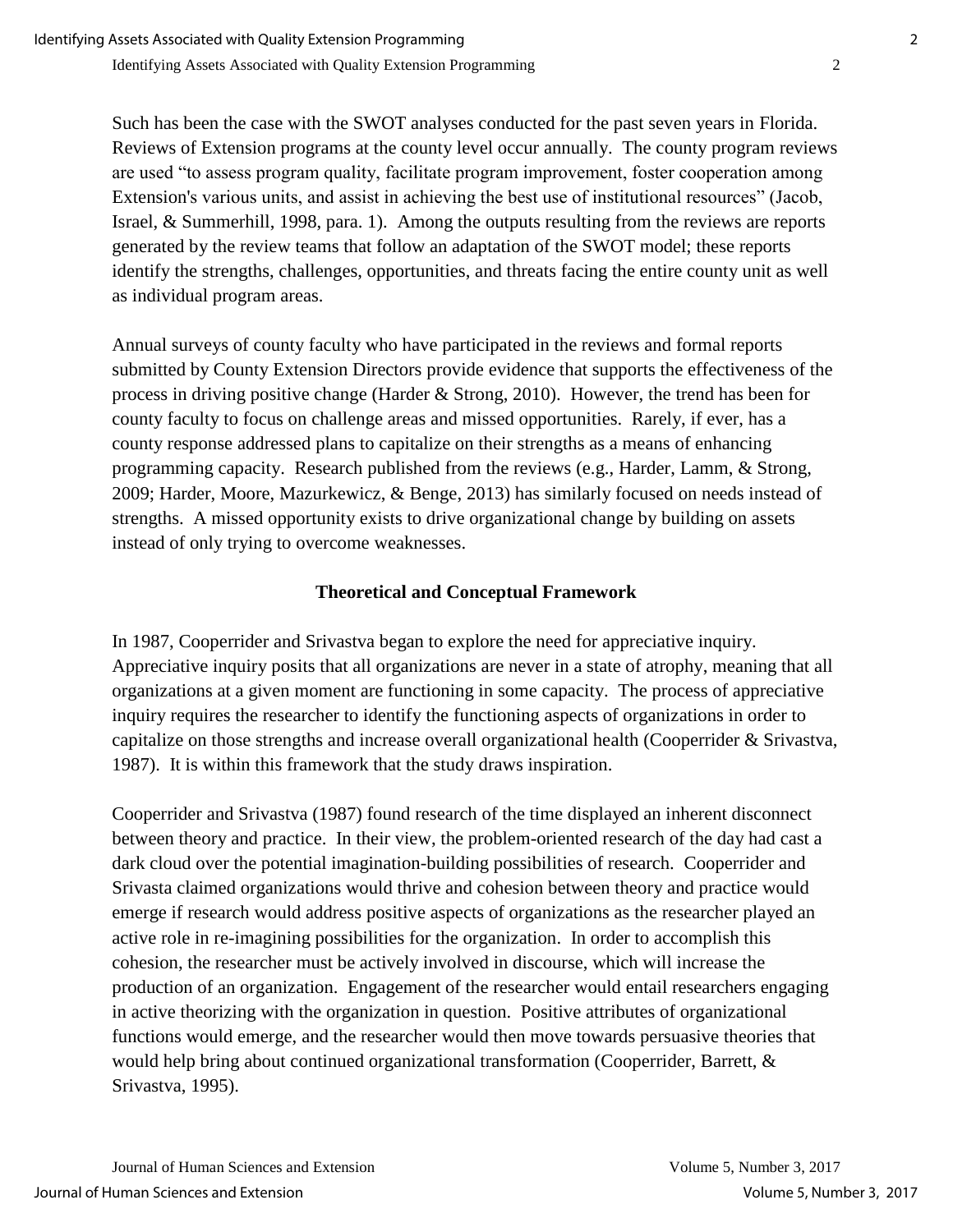Such has been the case with the SWOT analyses conducted for the past seven years in Florida. Reviews of Extension programs at the county level occur annually. The county program reviews are used "to assess program quality, facilitate program improvement, foster cooperation among Extension's various units, and assist in achieving the best use of institutional resources" (Jacob, Israel, & Summerhill, 1998, para. 1). Among the outputs resulting from the reviews are reports generated by the review teams that follow an adaptation of the SWOT model; these reports identify the strengths, challenges, opportunities, and threats facing the entire county unit as well as individual program areas.

Annual surveys of county faculty who have participated in the reviews and formal reports submitted by County Extension Directors provide evidence that supports the effectiveness of the process in driving positive change (Harder & Strong, 2010). However, the trend has been for county faculty to focus on challenge areas and missed opportunities. Rarely, if ever, has a county response addressed plans to capitalize on their strengths as a means of enhancing programming capacity. Research published from the reviews (e.g., Harder, Lamm, & Strong, 2009; Harder, Moore, Mazurkewicz, & Benge, 2013) has similarly focused on needs instead of strengths. A missed opportunity exists to drive organizational change by building on assets instead of only trying to overcome weaknesses.

## Theoretical and Conceptual Framework

In 1987, Cooperrider and Srivastva began to explore the need for appreciative inquiry. Appreciative inquiry posits that all organizations are never in a state of atrophy, meaning that all organizations at a given moment are functioning in some capacity. The process of appreciative inquiry requires the researcher to identify the functioning aspects of organizations in order to capitalize on those strengths and increase overall organizational health (Cooperrider & Srivastva, 1987). It is within this framework that the study draws inspiration.

Cooperrider and Srivastva (1987) found research of the time displayed an inherent disconnect between theory and practice. In their view, the problem-oriented research of the day had cast a dark cloud over the potential imagination-building possibilities of research. Cooperrider and Srivasta claimed organizations would thrive and cohesion between theory and practice would emerge if research would address positive aspects of organizations as the researcher played an active role in re-imagining possibilities for the organization. In order to accomplish this cohesion, the researcher must be actively involved in discourse, which will increase the production of an organization. Engagement of the researcher would entail researchers engaging in active theorizing with the organization in question. Positive attributes of organizational functions would emerge, and the researcher would then move towards persuasive theories that would help bring about continued organizational transformation (Cooperrider, Barrett, & Srivastva, 1995).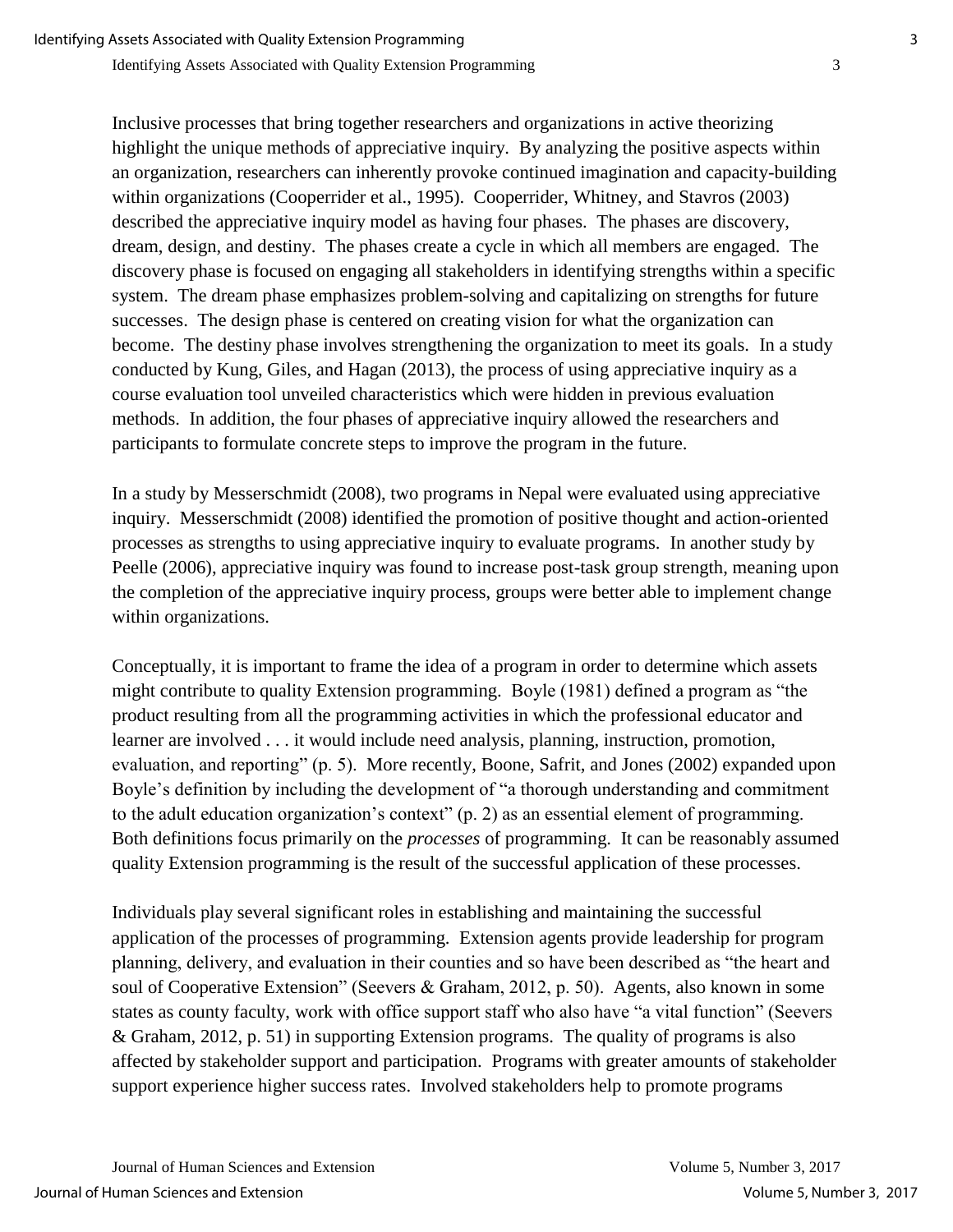Inclusive processes that bring together researchers and organizations in active theorizing highlight the unique methods of appreciative inquiry. By analyzing the positive aspects within an organization, researchers can inherently provoke continued imagination and capacity-building within organizations (Cooperrider et al., 1995). Cooperrider, Whitney, and Stavros (2003) described the appreciative inquiry model as having four phases. The phases are discovery, dream, design, and destiny. The phases create a cycle in which all members are engaged. The discovery phase is focused on engaging all stakeholders in identifying strengths within a specific system. The dream phase emphasizes problem-solving and capitalizing on strengths for future successes. The design phase is centered on creating vision for what the organization can become. The destiny phase involves strengthening the organization to meet its goals. In a study conducted by Kung, Giles, and Hagan (2013), the process of using appreciative inquiry as a course evaluation tool unveiled characteristics which were hidden in previous evaluation methods. In addition, the four phases of appreciative inquiry allowed the researchers and participants to formulate concrete steps to improve the program in the future.

In a study by Messerschmidt (2008), two programs in Nepal were evaluated using appreciative inquiry. Messerschmidt (2008) identified the promotion of positive thought and action-oriented processes as strengths to using appreciative inquiry to evaluate programs. In another study by Peelle (2006), appreciative inquiry was found to increase post-task group strength, meaning upon the completion of the appreciative inquiry process, groups were better able to implement change within organizations.

Conceptually, it is important to frame the idea of a program in order to determine which assets might contribute to quality Extension programming. Boyle (1981) defined a program as "the product resulting from all the programming activities in which the professional educator and learner are involved . . . it would include need analysis, planning, instruction, promotion, evaluation, and reporting" (p. 5). More recently, Boone, Safrit, and Jones (2002) expanded upon Boyle's definition by including the development of "a thorough understanding and commitment to the adult education organization's context" (p. 2) as an essential element of programming. Both definitions focus primarily on the *processes* of programming. It can be reasonably assumed quality Extension programming is the result of the successful application of these processes.

Individuals play several significant roles in establishing and maintaining the successful application of the processes of programming. Extension agents provide leadership for program planning, delivery, and evaluation in their counties and so have been described as "the heart and soul of Cooperative Extension" (Seevers & Graham, 2012, p. 50). Agents, also known in some states as county faculty, work with office support staff who also have "a vital function" (Seevers & Graham, 2012, p. 51) in supporting Extension programs. The quality of programs is also affected by stakeholder support and participation. Programs with greater amounts of stakeholder support experience higher success rates. Involved stakeholders help to promote programs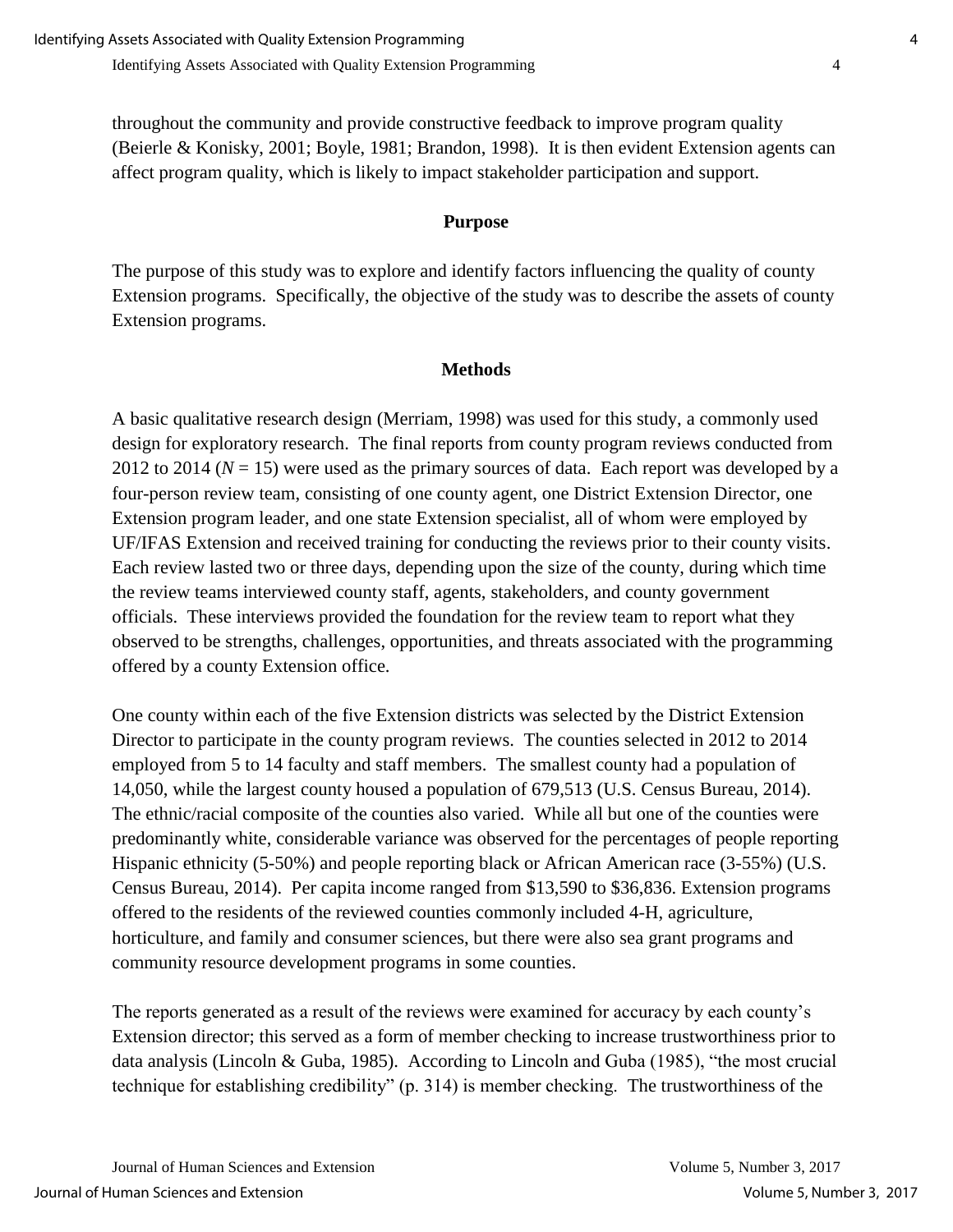throughout the community and provide constructive feedback to improve program quality (Beierle & Konisky, 2001; Boyle, 1981; Brandon, 1998). It is then evident Extension agents can affect program quality, which is likely to impact stakeholder participation and support.

## Purpose

The purpose of this study was to explore and identify factors influencing the quality of county Extension programs. Specifically, the objective of the study was to describe the assets of county Extension programs.

## Methods

A basic qualitative research design (Merriam, 1998) was used for this study, a commonly used design for exploratory research. The final reports from county program reviews conducted from 2012 to 2014 ($N = 15$) were used as the primary sources of data. Each report was developed by a four-person review team, consisting of one county agent, one District Extension Director, one Extension program leader, and one state Extension specialist, all of whom were employed by UF/IFAS Extension and received training for conducting the reviews prior to their county visits. Each review lasted two or three days, depending upon the size of the county, during which time the review teams interviewed county staff, agents, stakeholders, and county government officials. These interviews provided the foundation for the review team to report what they observed to be strengths, challenges, opportunities, and threats associated with the programming offered by a county Extension office.

One county within each of the five Extension districts was selected by the District Extension Director to participate in the county program reviews. The counties selected in 2012 to 2014 employed from 5 to 14 faculty and staff members. The smallest county had a population of 14,050, while the largest county housed a population of 679,513 (U.S. Census Bureau, 2014). The ethnic/racial composite of the counties also varied. While all but one of the counties were predominantly white, considerable variance was observed for the percentages of people reporting Hispanic ethnicity (5-50%) and people reporting black or African American race (3-55%) (U.S. Census Bureau, 2014). Per capita income ranged from $13,590 to $36,836. Extension programs offered to the residents of the reviewed counties commonly included 4-H, agriculture, horticulture, and family and consumer sciences, but there were also sea grant programs and community resource development programs in some counties.

The reports generated as a result of the reviews were examined for accuracy by each county's Extension director; this served as a form of member checking to increase trustworthiness prior to data analysis (Lincoln & Guba, 1985). According to Lincoln and Guba (1985), "the most crucial technique for establishing credibility" (p. 314) is member checking. The trustworthiness of the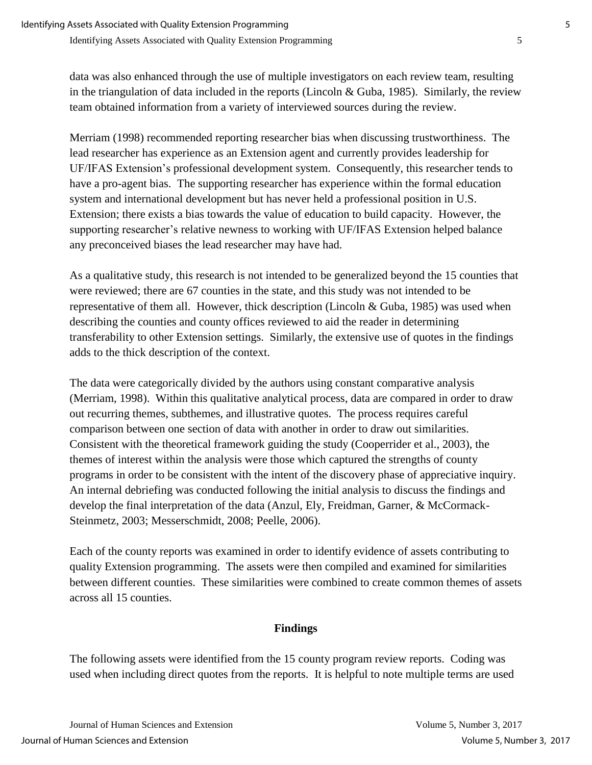data was also enhanced through the use of multiple investigators on each review team, resulting in the triangulation of data included in the reports (Lincoln & Guba, 1985). Similarly, the review team obtained information from a variety of interviewed sources during the review.

Merriam (1998) recommended reporting researcher bias when discussing trustworthiness. The lead researcher has experience as an Extension agent and currently provides leadership for UF/IFAS Extension's professional development system. Consequently, this researcher tends to have a pro-agent bias. The supporting researcher has experience within the formal education system and international development but has never held a professional position in U.S. Extension; there exists a bias towards the value of education to build capacity. However, the supporting researcher's relative newness to working with UF/IFAS Extension helped balance any preconceived biases the lead researcher may have had.

As a qualitative study, this research is not intended to be generalized beyond the 15 counties that were reviewed; there are 67 counties in the state, and this study was not intended to be representative of them all. However, thick description (Lincoln & Guba, 1985) was used when describing the counties and county offices reviewed to aid the reader in determining transferability to other Extension settings. Similarly, the extensive use of quotes in the findings adds to the thick description of the context.

The data were categorically divided by the authors using constant comparative analysis (Merriam, 1998). Within this qualitative analytical process, data are compared in order to draw out recurring themes, subthemes, and illustrative quotes. The process requires careful comparison between one section of data with another in order to draw out similarities. Consistent with the theoretical framework guiding the study (Cooperrider et al., 2003), the themes of interest within the analysis were those which captured the strengths of county programs in order to be consistent with the intent of the discovery phase of appreciative inquiry. An internal debriefing was conducted following the initial analysis to discuss the findings and develop the final interpretation of the data (Anzul, Ely, Freidman, Garner, & McCormack-Steinmetz, 2003; Messerschmidt, 2008; Peelle, 2006).

Each of the county reports was examined in order to identify evidence of assets contributing to quality Extension programming. The assets were then compiled and examined for similarities between different counties. These similarities were combined to create common themes of assets across all 15 counties.

## Findings

The following assets were identified from the 15 county program review reports. Coding was used when including direct quotes from the reports. It is helpful to note multiple terms are used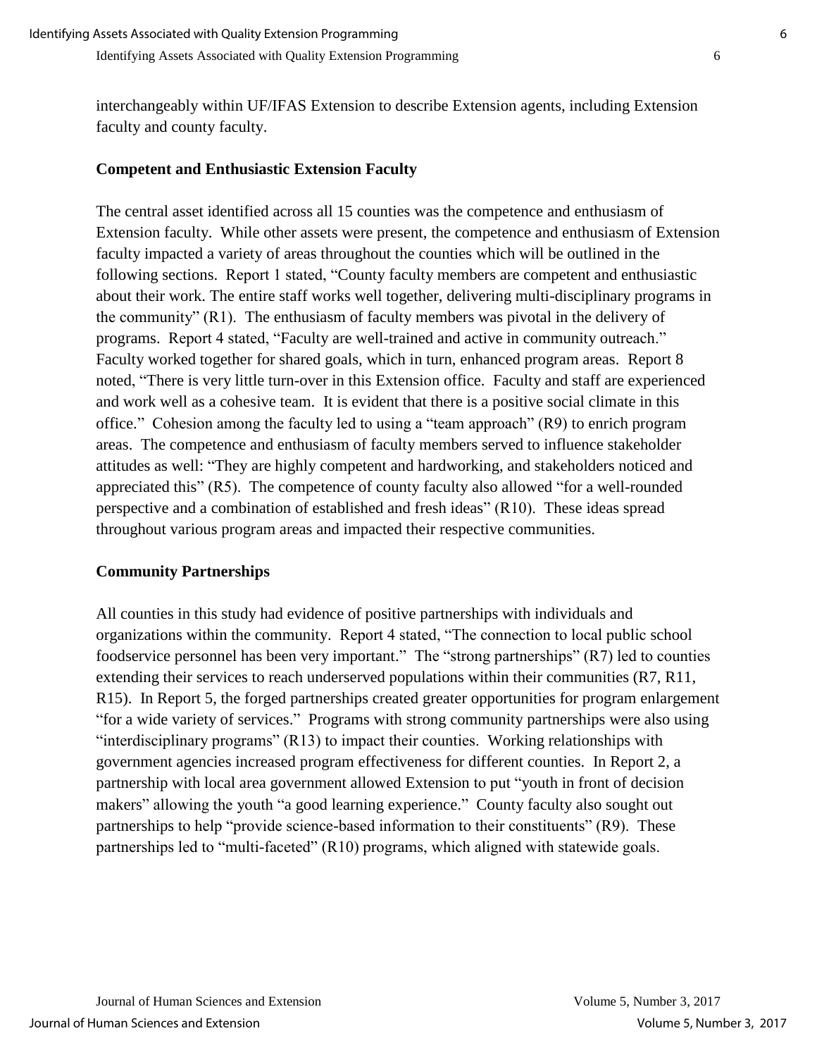interchangeably within UF/IFAS Extension to describe Extension agents, including Extension faculty and county faculty.

### Competent and Enthusiastic Extension Faculty

The central asset identified across all 15 counties was the competence and enthusiasm of Extension faculty. While other assets were present, the competence and enthusiasm of Extension faculty impacted a variety of areas throughout the counties which will be outlined in the following sections. Report 1 stated, "County faculty members are competent and enthusiastic about their work. The entire staff works well together, delivering multi-disciplinary programs in the community" (R1). The enthusiasm of faculty members was pivotal in the delivery of programs. Report 4 stated, "Faculty are well-trained and active in community outreach." Faculty worked together for shared goals, which in turn, enhanced program areas. Report 8 noted, "There is very little turn-over in this Extension office. Faculty and staff are experienced and work well as a cohesive team. It is evident that there is a positive social climate in this office." Cohesion among the faculty led to using a "team approach" (R9) to enrich program areas. The competence and enthusiasm of faculty members served to influence stakeholder attitudes as well: "They are highly competent and hardworking, and stakeholders noticed and appreciated this" (R5). The competence of county faculty also allowed "for a well-rounded perspective and a combination of established and fresh ideas" (R10). These ideas spread throughout various program areas and impacted their respective communities.

### Community Partnerships

All counties in this study had evidence of positive partnerships with individuals and organizations within the community. Report 4 stated, "The connection to local public school foodservice personnel has been very important." The "strong partnerships" (R7) led to counties extending their services to reach underserved populations within their communities (R7, R11, R15). In Report 5, the forged partnerships created greater opportunities for program enlargement "for a wide variety of services." Programs with strong community partnerships were also using "interdisciplinary programs" (R13) to impact their counties. Working relationships with government agencies increased program effectiveness for different counties. In Report 2, a partnership with local area government allowed Extension to put "youth in front of decision makers" allowing the youth "a good learning experience." County faculty also sought out partnerships to help "provide science-based information to their constituents" (R9). These partnerships led to "multi-faceted" (R10) programs, which aligned with statewide goals.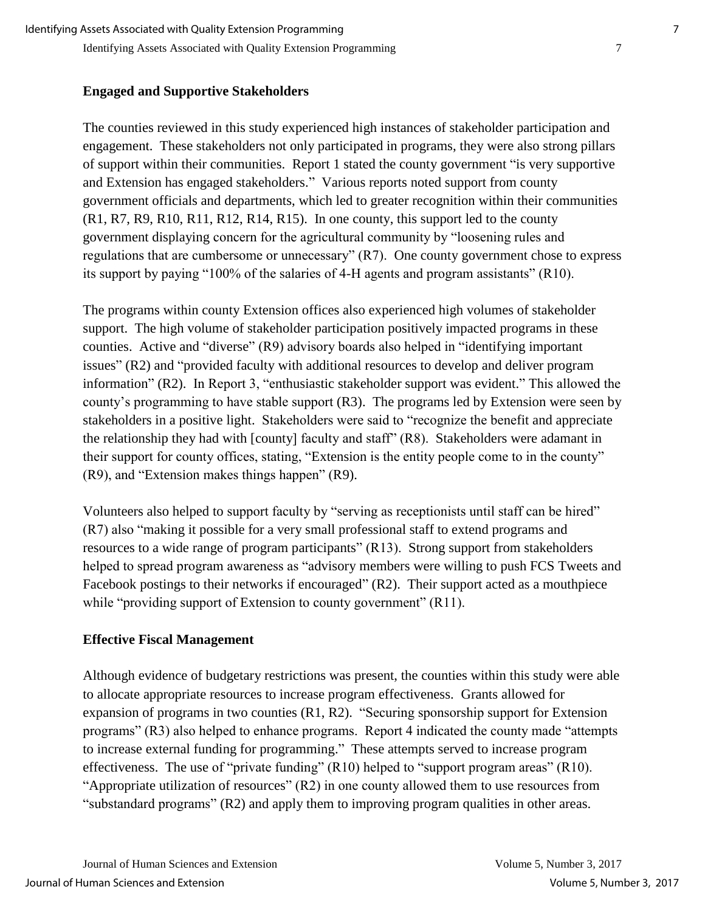### Engaged and Supportive Stakeholders

The counties reviewed in this study experienced high instances of stakeholder participation and engagement. These stakeholders not only participated in programs, they were also strong pillars of support within their communities. Report 1 stated the county government "is very supportive and Extension has engaged stakeholders." Various reports noted support from county government officials and departments, which led to greater recognition within their communities (R1, R7, R9, R10, R11, R12, R14, R15). In one county, this support led to the county government displaying concern for the agricultural community by "loosening rules and regulations that are cumbersome or unnecessary" (R7). One county government chose to express its support by paying "100% of the salaries of 4-H agents and program assistants" (R10).

The programs within county Extension offices also experienced high volumes of stakeholder support. The high volume of stakeholder participation positively impacted programs in these counties. Active and "diverse" (R9) advisory boards also helped in "identifying important issues" (R2) and "provided faculty with additional resources to develop and deliver program information" (R2). In Report 3, "enthusiastic stakeholder support was evident." This allowed the county's programming to have stable support (R3). The programs led by Extension were seen by stakeholders in a positive light. Stakeholders were said to "recognize the benefit and appreciate the relationship they had with [county] faculty and staff" (R8). Stakeholders were adamant in their support for county offices, stating, "Extension is the entity people come to in the county" (R9), and "Extension makes things happen" (R9).

Volunteers also helped to support faculty by "serving as receptionists until staff can be hired" (R7) also "making it possible for a very small professional staff to extend programs and resources to a wide range of program participants" (R13). Strong support from stakeholders helped to spread program awareness as "advisory members were willing to push FCS Tweets and Facebook postings to their networks if encouraged" (R2). Their support acted as a mouthpiece while "providing support of Extension to county government" (R11).

### Effective Fiscal Management

Although evidence of budgetary restrictions was present, the counties within this study were able to allocate appropriate resources to increase program effectiveness. Grants allowed for expansion of programs in two counties (R1, R2). "Securing sponsorship support for Extension programs" (R3) also helped to enhance programs. Report 4 indicated the county made "attempts to increase external funding for programming." These attempts served to increase program effectiveness. The use of "private funding" (R10) helped to "support program areas" (R10). "Appropriate utilization of resources" (R2) in one county allowed them to use resources from "substandard programs" (R2) and apply them to improving program qualities in other areas.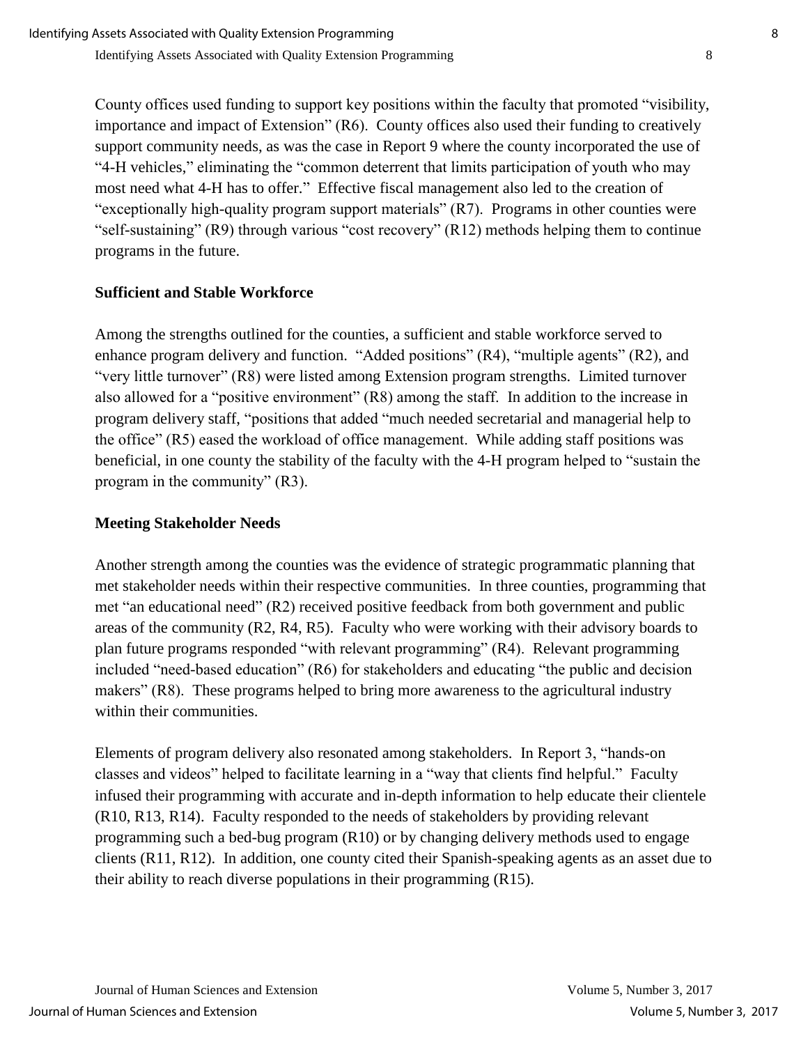County offices used funding to support key positions within the faculty that promoted "visibility, importance and impact of Extension" (R6). County offices also used their funding to creatively support community needs, as was the case in Report 9 where the county incorporated the use of "4-H vehicles," eliminating the "common deterrent that limits participation of youth who may most need what 4-H has to offer." Effective fiscal management also led to the creation of "exceptionally high-quality program support materials" (R7). Programs in other counties were "self-sustaining" (R9) through various "cost recovery" (R12) methods helping them to continue programs in the future.

**Sufficient and Stable Workforce**

Among the strengths outlined for the counties, a sufficient and stable workforce served to enhance program delivery and function. "Added positions" (R4), "multiple agents" (R2), and "very little turnover" (R8) were listed among Extension program strengths. Limited turnover also allowed for a "positive environment" (R8) among the staff. In addition to the increase in program delivery staff, "positions that added "much needed secretarial and managerial help to the office" (R5) eased the workload of office management. While adding staff positions was beneficial, in one county the stability of the faculty with the 4-H program helped to "sustain the program in the community" (R3).

**Meeting Stakeholder Needs**

Another strength among the counties was the evidence of strategic programmatic planning that met stakeholder needs within their respective communities. In three counties, programming that met "an educational need" (R2) received positive feedback from both government and public areas of the community (R2, R4, R5). Faculty who were working with their advisory boards to plan future programs responded "with relevant programming" (R4). Relevant programming included "need-based education" (R6) for stakeholders and educating "the public and decision makers" (R8). These programs helped to bring more awareness to the agricultural industry within their communities.

Elements of program delivery also resonated among stakeholders. In Report 3, "hands-on classes and videos" helped to facilitate learning in a "way that clients find helpful." Faculty infused their programming with accurate and in-depth information to help educate their clientele (R10, R13, R14). Faculty responded to the needs of stakeholders by providing relevant programming such a bed-bug program (R10) or by changing delivery methods used to engage clients (R11, R12). In addition, one county cited their Spanish-speaking agents as an asset due to their ability to reach diverse populations in their programming (R15).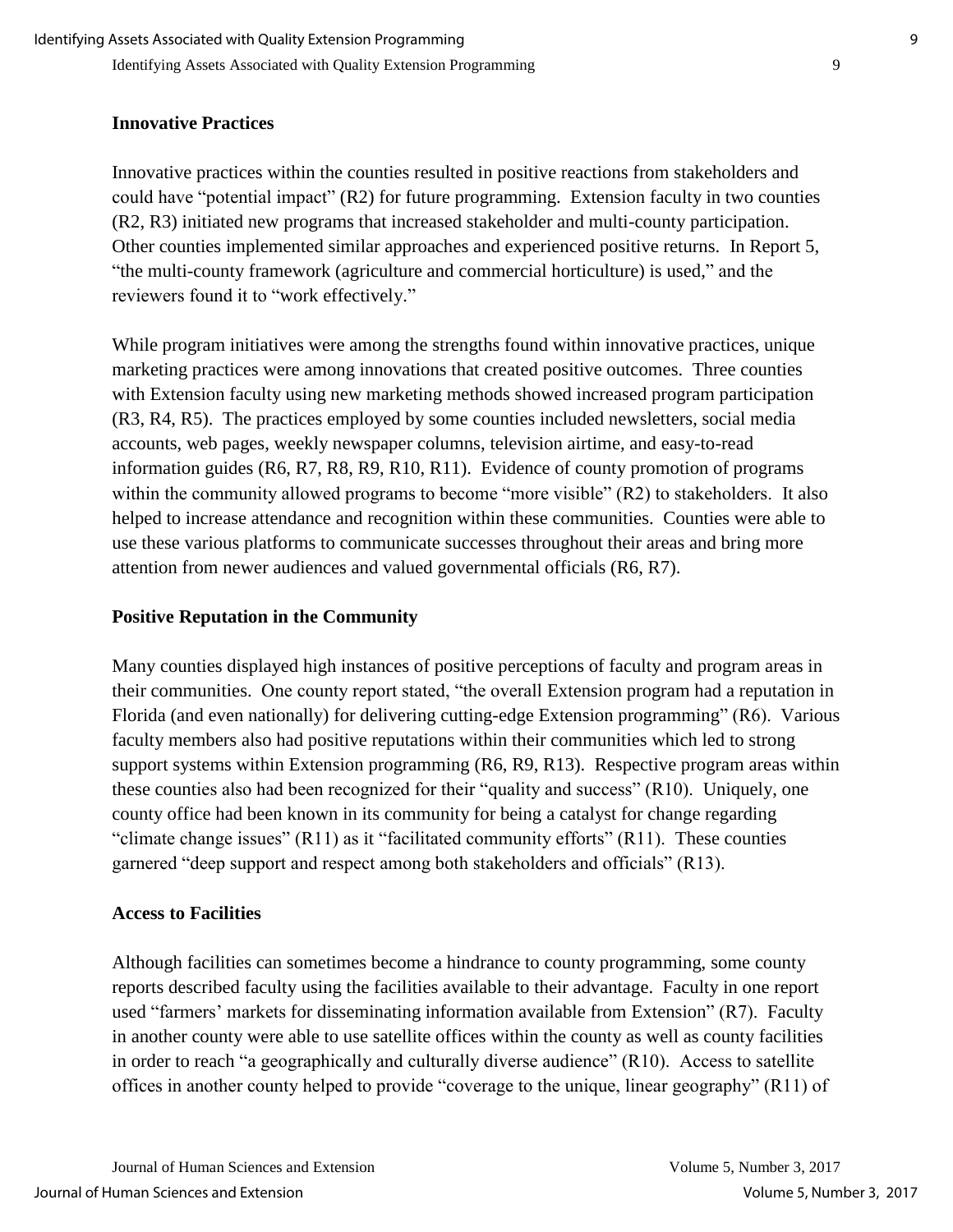### Innovative Practices

Innovative practices within the counties resulted in positive reactions from stakeholders and could have "potential impact" (R2) for future programming. Extension faculty in two counties (R2, R3) initiated new programs that increased stakeholder and multi-county participation. Other counties implemented similar approaches and experienced positive returns. In Report 5, "the multi-county framework (agriculture and commercial horticulture) is used," and the reviewers found it to "work effectively."

While program initiatives were among the strengths found within innovative practices, unique marketing practices were among innovations that created positive outcomes. Three counties with Extension faculty using new marketing methods showed increased program participation (R3, R4, R5). The practices employed by some counties included newsletters, social media accounts, web pages, weekly newspaper columns, television airtime, and easy-to-read information guides (R6, R7, R8, R9, R10, R11). Evidence of county promotion of programs within the community allowed programs to become "more visible" (R2) to stakeholders. It also helped to increase attendance and recognition within these communities. Counties were able to use these various platforms to communicate successes throughout their areas and bring more attention from newer audiences and valued governmental officials (R6, R7).

### Positive Reputation in the Community

Many counties displayed high instances of positive perceptions of faculty and program areas in their communities. One county report stated, "the overall Extension program had a reputation in Florida (and even nationally) for delivering cutting-edge Extension programming" (R6). Various faculty members also had positive reputations within their communities which led to strong support systems within Extension programming (R6, R9, R13). Respective program areas within these counties also had been recognized for their "quality and success" (R10). Uniquely, one county office had been known in its community for being a catalyst for change regarding "climate change issues" (R11) as it "facilitated community efforts" (R11). These counties garnered "deep support and respect among both stakeholders and officials" (R13).

### Access to Facilities

Although facilities can sometimes become a hindrance to county programming, some county reports described faculty using the facilities available to their advantage. Faculty in one report used "farmers' markets for disseminating information available from Extension" (R7). Faculty in another county were able to use satellite offices within the county as well as county facilities in order to reach "a geographically and culturally diverse audience" (R10). Access to satellite offices in another county helped to provide "coverage to the unique, linear geography" (R11) of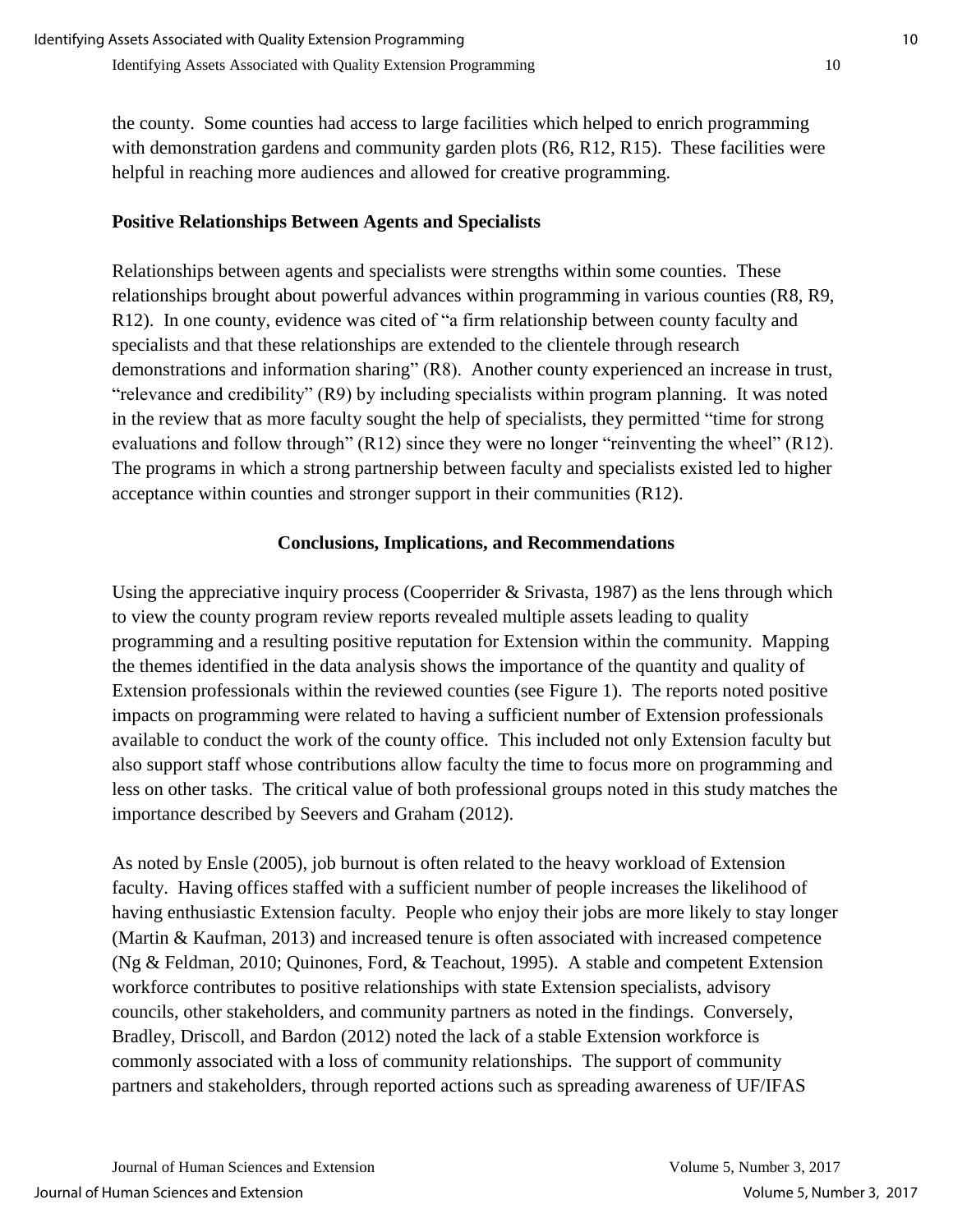the county. Some counties had access to large facilities which helped to enrich programming with demonstration gardens and community garden plots (R6, R12, R15). These facilities were helpful in reaching more audiences and allowed for creative programming.

**Positive Relationships Between Agents and Specialists**

Relationships between agents and specialists were strengths within some counties. These relationships brought about powerful advances within programming in various counties (R8, R9, R12). In one county, evidence was cited of "a firm relationship between county faculty and specialists and that these relationships are extended to the clientele through research demonstrations and information sharing" (R8). Another county experienced an increase in trust, "relevance and credibility" (R9) by including specialists within program planning. It was noted in the review that as more faculty sought the help of specialists, they permitted "time for strong evaluations and follow through" (R12) since they were no longer "reinventing the wheel" (R12). The programs in which a strong partnership between faculty and specialists existed led to higher acceptance within counties and stronger support in their communities (R12).

## Conclusions, Implications, and Recommendations

Using the appreciative inquiry process (Cooperrider & Srivasta, 1987) as the lens through which to view the county program review reports revealed multiple assets leading to quality programming and a resulting positive reputation for Extension within the community. Mapping the themes identified in the data analysis shows the importance of the quantity and quality of Extension professionals within the reviewed counties (see Figure 1). The reports noted positive impacts on programming were related to having a sufficient number of Extension professionals available to conduct the work of the county office. This included not only Extension faculty but also support staff whose contributions allow faculty the time to focus more on programming and less on other tasks. The critical value of both professional groups noted in this study matches the importance described by Seevers and Graham (2012).

As noted by Ensle (2005), job burnout is often related to the heavy workload of Extension faculty. Having offices staffed with a sufficient number of people increases the likelihood of having enthusiastic Extension faculty. People who enjoy their jobs are more likely to stay longer (Martin & Kaufman, 2013) and increased tenure is often associated with increased competence (Ng & Feldman, 2010; Quinones, Ford, & Teachout, 1995). A stable and competent Extension workforce contributes to positive relationships with state Extension specialists, advisory councils, other stakeholders, and community partners as noted in the findings. Conversely, Bradley, Driscoll, and Bardon (2012) noted the lack of a stable Extension workforce is commonly associated with a loss of community relationships. The support of community partners and stakeholders, through reported actions such as spreading awareness of UF/IFAS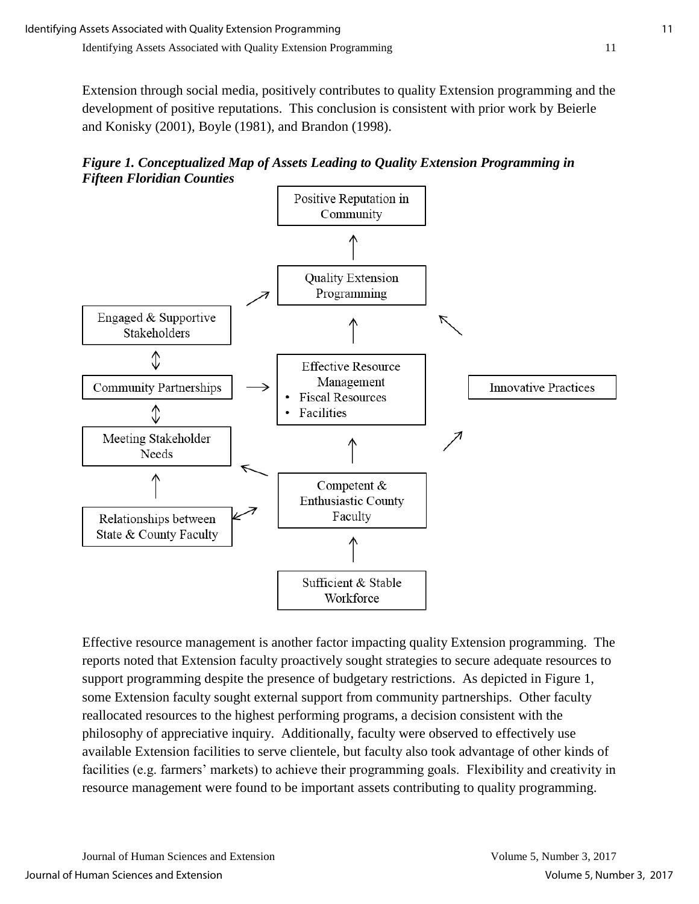Extension through social media, positively contributes to quality Extension programming and the development of positive reputations. This conclusion is consistent with prior work by Beierle and Konisky (2001), Boyle (1981), and Brandon (1998).

***Figure 1. Conceptualized Map of Assets Leading to Quality Extension Programming in Fifteen Floridian Counties***

Positive Reputation in Community

Quality Extension Programming

Engaged & Supportive Stakeholders

Effective Resource Management
- Fiscal Resources
- Facilities

Community Partnerships

Innovative Practices

Meeting Stakeholder Needs

Competent & Enthusiastic County Faculty

Relationships between State & County Faculty

Sufficient & Stable Workforce

Effective resource management is another factor impacting quality Extension programming. The reports noted that Extension faculty proactively sought strategies to secure adequate resources to support programming despite the presence of budgetary restrictions. As depicted in Figure 1, some Extension faculty sought external support from community partnerships. Other faculty reallocated resources to the highest performing programs, a decision consistent with the philosophy of appreciative inquiry. Additionally, faculty were observed to effectively use available Extension facilities to serve clientele, but faculty also took advantage of other kinds of facilities (e.g. farmers' markets) to achieve their programming goals. Flexibility and creativity in resource management were found to be important assets contributing to quality programming.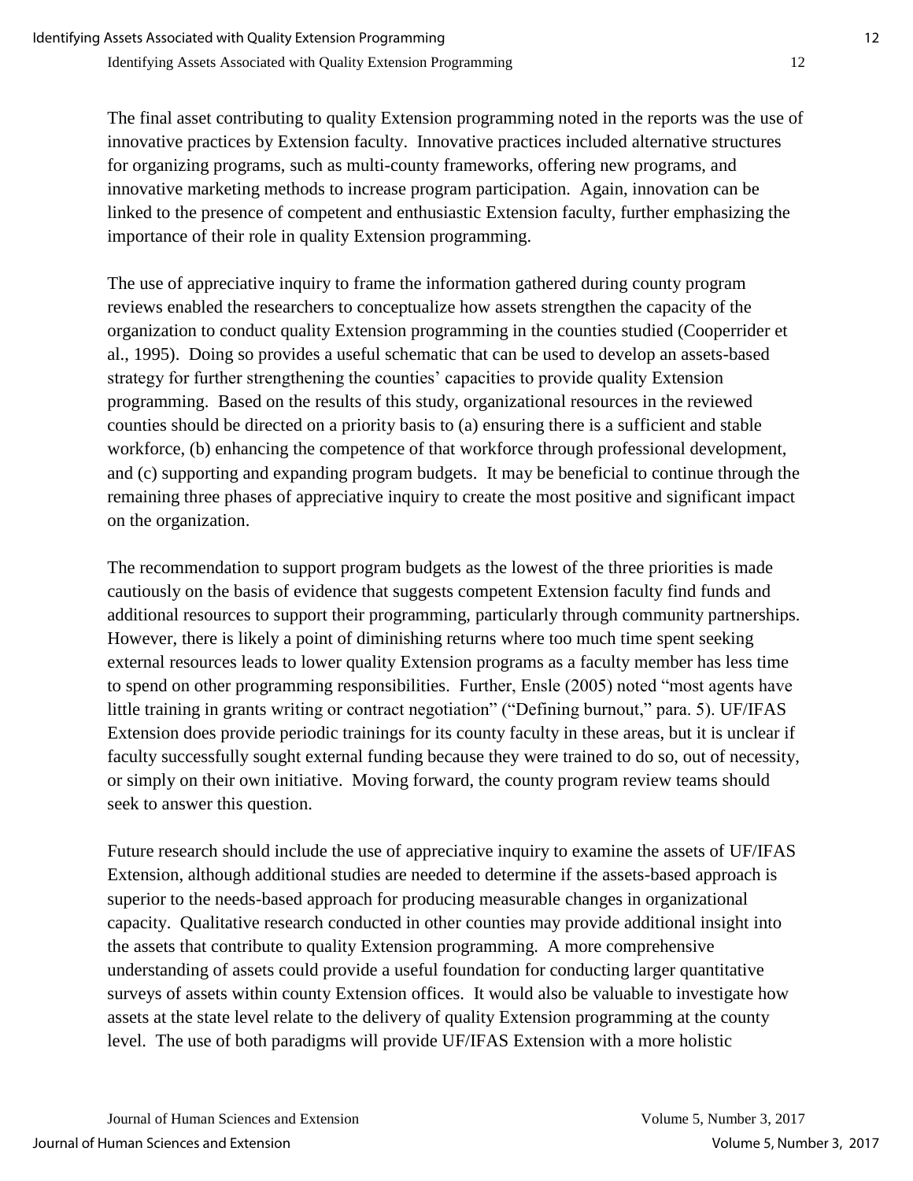The final asset contributing to quality Extension programming noted in the reports was the use of innovative practices by Extension faculty. Innovative practices included alternative structures for organizing programs, such as multi-county frameworks, offering new programs, and innovative marketing methods to increase program participation. Again, innovation can be linked to the presence of competent and enthusiastic Extension faculty, further emphasizing the importance of their role in quality Extension programming.

The use of appreciative inquiry to frame the information gathered during county program reviews enabled the researchers to conceptualize how assets strengthen the capacity of the organization to conduct quality Extension programming in the counties studied (Cooperrider et al., 1995). Doing so provides a useful schematic that can be used to develop an assets-based strategy for further strengthening the counties' capacities to provide quality Extension programming. Based on the results of this study, organizational resources in the reviewed counties should be directed on a priority basis to (a) ensuring there is a sufficient and stable workforce, (b) enhancing the competence of that workforce through professional development, and (c) supporting and expanding program budgets. It may be beneficial to continue through the remaining three phases of appreciative inquiry to create the most positive and significant impact on the organization.

The recommendation to support program budgets as the lowest of the three priorities is made cautiously on the basis of evidence that suggests competent Extension faculty find funds and additional resources to support their programming, particularly through community partnerships. However, there is likely a point of diminishing returns where too much time spent seeking external resources leads to lower quality Extension programs as a faculty member has less time to spend on other programming responsibilities. Further, Ensle (2005) noted "most agents have little training in grants writing or contract negotiation" ("Defining burnout," para. 5). UF/IFAS Extension does provide periodic trainings for its county faculty in these areas, but it is unclear if faculty successfully sought external funding because they were trained to do so, out of necessity, or simply on their own initiative. Moving forward, the county program review teams should seek to answer this question.

Future research should include the use of appreciative inquiry to examine the assets of UF/IFAS Extension, although additional studies are needed to determine if the assets-based approach is superior to the needs-based approach for producing measurable changes in organizational capacity. Qualitative research conducted in other counties may provide additional insight into the assets that contribute to quality Extension programming. A more comprehensive understanding of assets could provide a useful foundation for conducting larger quantitative surveys of assets within county Extension offices. It would also be valuable to investigate how assets at the state level relate to the delivery of quality Extension programming at the county level. The use of both paradigms will provide UF/IFAS Extension with a more holistic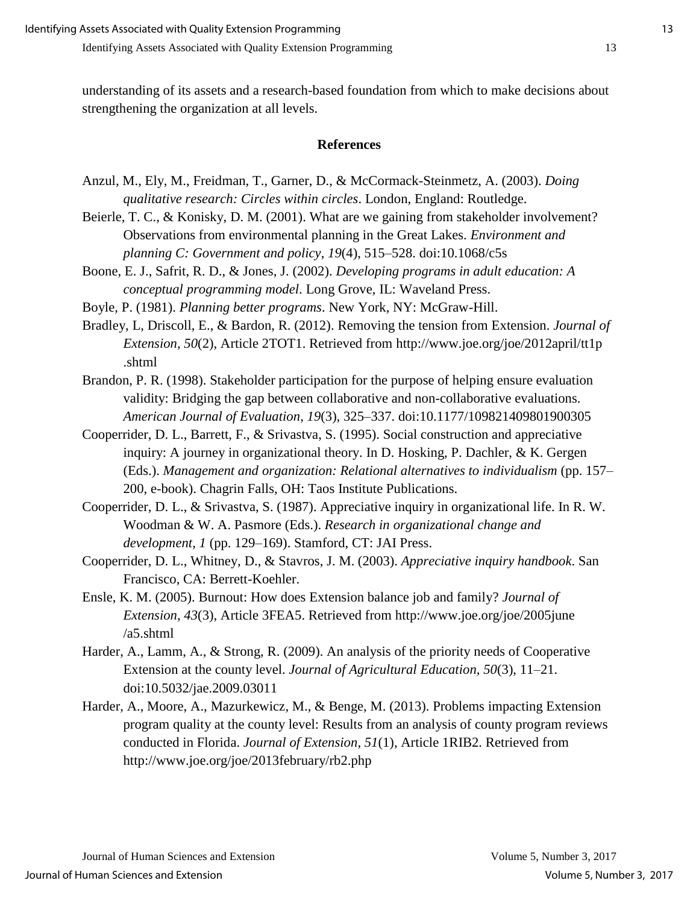understanding of its assets and a research-based foundation from which to make decisions about strengthening the organization at all levels.

## References

Anzul, M., Ely, M., Freidman, T., Garner, D., & McCormack-Steinmetz, A. (2003). *Doing qualitative research: Circles within circles*. London, England: Routledge.

Beierle, T. C., & Konisky, D. M. (2001). What are we gaining from stakeholder involvement? Observations from environmental planning in the Great Lakes. *Environment and planning C: Government and policy*, *19*(4), 515–528. doi:10.1068/c5s

Boone, E. J., Safrit, R. D., & Jones, J. (2002). *Developing programs in adult education: A conceptual programming model*. Long Grove, IL: Waveland Press.

Boyle, P. (1981). *Planning better programs*. New York, NY: McGraw-Hill.

Bradley, L, Driscoll, E., & Bardon, R. (2012). Removing the tension from Extension. *Journal of Extension, 50*(2), Article 2TOT1. Retrieved from http://www.joe.org/joe/2012april/tt1p.shtml

Brandon, P. R. (1998). Stakeholder participation for the purpose of helping ensure evaluation validity: Bridging the gap between collaborative and non-collaborative evaluations. *American Journal of Evaluation*, *19*(3), 325–337. doi:10.1177/109821409801900305

Cooperrider, D. L., Barrett, F., & Srivastva, S. (1995). Social construction and appreciative inquiry: A journey in organizational theory. In D. Hosking, P. Dachler, & K. Gergen (Eds.). *Management and organization: Relational alternatives to individualism* (pp. 157–200, e-book). Chagrin Falls, OH: Taos Institute Publications.

Cooperrider, D. L., & Srivastva, S. (1987). Appreciative inquiry in organizational life. In R. W. Woodman & W. A. Pasmore (Eds.). *Research in organizational change and development, 1* (pp. 129–169). Stamford, CT: JAI Press.

Cooperrider, D. L., Whitney, D., & Stavros, J. M. (2003). *Appreciative inquiry handbook*. San Francisco, CA: Berrett-Koehler.

Ensle, K. M. (2005). Burnout: How does Extension balance job and family? *Journal of Extension, 43*(3), Article 3FEA5. Retrieved from http://www.joe.org/joe/2005june/a5.shtml

Harder, A., Lamm, A., & Strong, R. (2009). An analysis of the priority needs of Cooperative Extension at the county level. *Journal of Agricultural Education, 50*(3), 11–21. doi:10.5032/jae.2009.03011

Harder, A., Moore, A., Mazurkewicz, M., & Benge, M. (2013). Problems impacting Extension program quality at the county level: Results from an analysis of county program reviews conducted in Florida. *Journal of Extension*, *51*(1), Article 1RIB2. Retrieved from http://www.joe.org/joe/2013february/rb2.php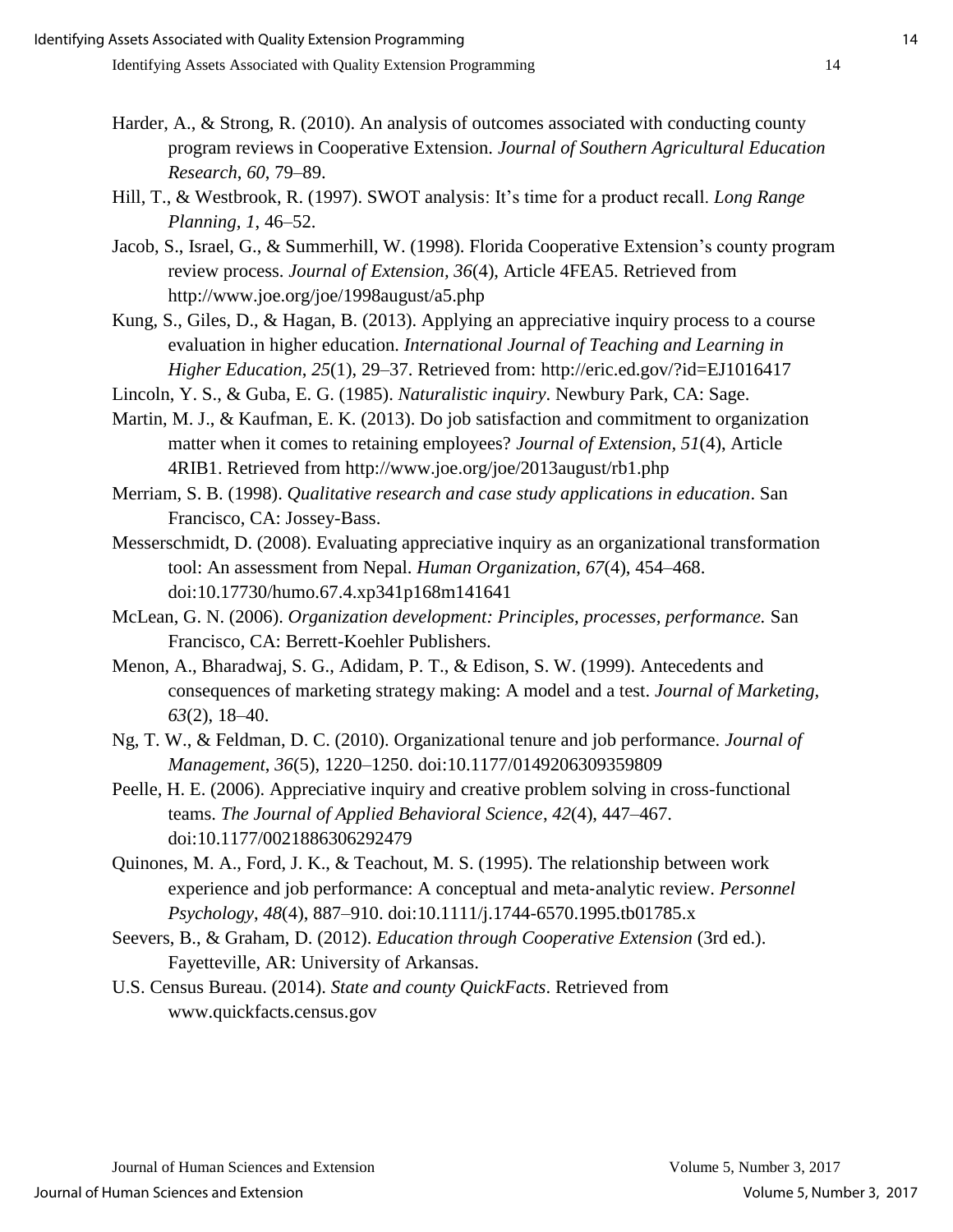Harder, A., & Strong, R. (2010). An analysis of outcomes associated with conducting county program reviews in Cooperative Extension. *Journal of Southern Agricultural Education Research*, *60*, 79–89.

Hill, T., & Westbrook, R. (1997). SWOT analysis: It's time for a product recall. *Long Range Planning*, *1*, 46–52.

Jacob, S., Israel, G., & Summerhill, W. (1998). Florida Cooperative Extension's county program review process. *Journal of Extension*, *36*(4), Article 4FEA5. Retrieved from http://www.joe.org/joe/1998august/a5.php

Kung, S., Giles, D., & Hagan, B. (2013). Applying an appreciative inquiry process to a course evaluation in higher education. *International Journal of Teaching and Learning in Higher Education*, *25*(1), 29–37. Retrieved from: http://eric.ed.gov/?id=EJ1016417

Lincoln, Y. S., & Guba, E. G. (1985). *Naturalistic inquiry*. Newbury Park, CA: Sage.

Martin, M. J., & Kaufman, E. K. (2013). Do job satisfaction and commitment to organization matter when it comes to retaining employees? *Journal of Extension*, *51*(4), Article 4RIB1. Retrieved from http://www.joe.org/joe/2013august/rb1.php

Merriam, S. B. (1998). *Qualitative research and case study applications in education*. San Francisco, CA: Jossey-Bass.

Messerschmidt, D. (2008). Evaluating appreciative inquiry as an organizational transformation tool: An assessment from Nepal. *Human Organization*, *67*(4), 454–468. doi:10.17730/humo.67.4.xp341p168m141641

McLean, G. N. (2006). *Organization development: Principles, processes, performance.* San Francisco, CA: Berrett-Koehler Publishers.

Menon, A., Bharadwaj, S. G., Adidam, P. T., & Edison, S. W. (1999). Antecedents and consequences of marketing strategy making: A model and a test. *Journal of Marketing*, *63*(2), 18–40.

Ng, T. W., & Feldman, D. C. (2010). Organizational tenure and job performance. *Journal of Management*, *36*(5), 1220–1250. doi:10.1177/0149206309359809

Peelle, H. E. (2006). Appreciative inquiry and creative problem solving in cross-functional teams. *The Journal of Applied Behavioral Science*, *42*(4), 447–467. doi:10.1177/0021886306292479

Quinones, M. A., Ford, J. K., & Teachout, M. S. (1995). The relationship between work experience and job performance: A conceptual and meta-analytic review. *Personnel Psychology*, *48*(4), 887–910. doi:10.1111/j.1744-6570.1995.tb01785.x

Seevers, B., & Graham, D. (2012). *Education through Cooperative Extension* (3rd ed.). Fayetteville, AR: University of Arkansas.

U.S. Census Bureau. (2014). *State and county QuickFacts*. Retrieved from www.quickfacts.census.gov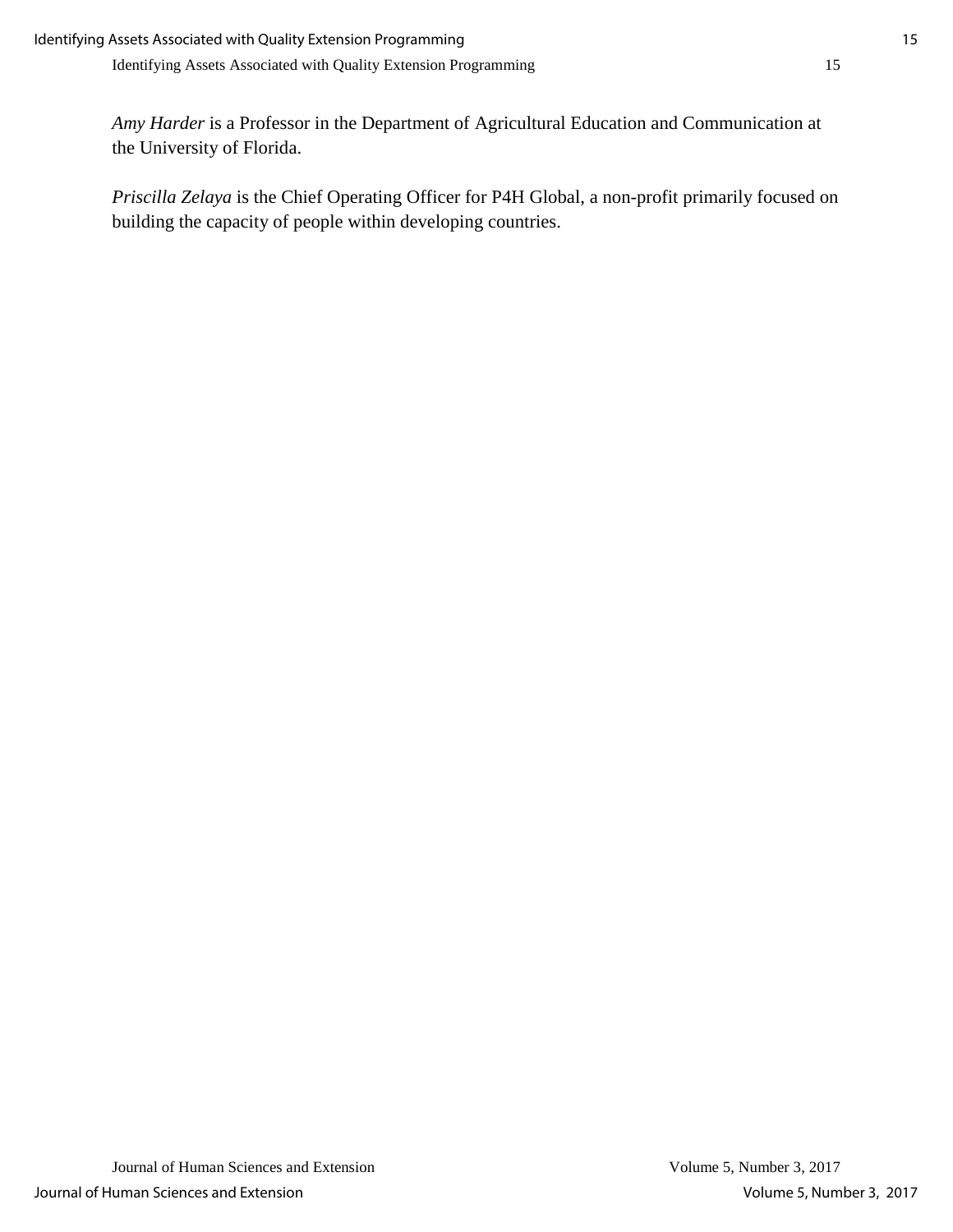*Amy Harder* is a Professor in the Department of Agricultural Education and Communication at the University of Florida.

*Priscilla Zelaya* is the Chief Operating Officer for P4H Global, a non-profit primarily focused on building the capacity of people within developing countries.